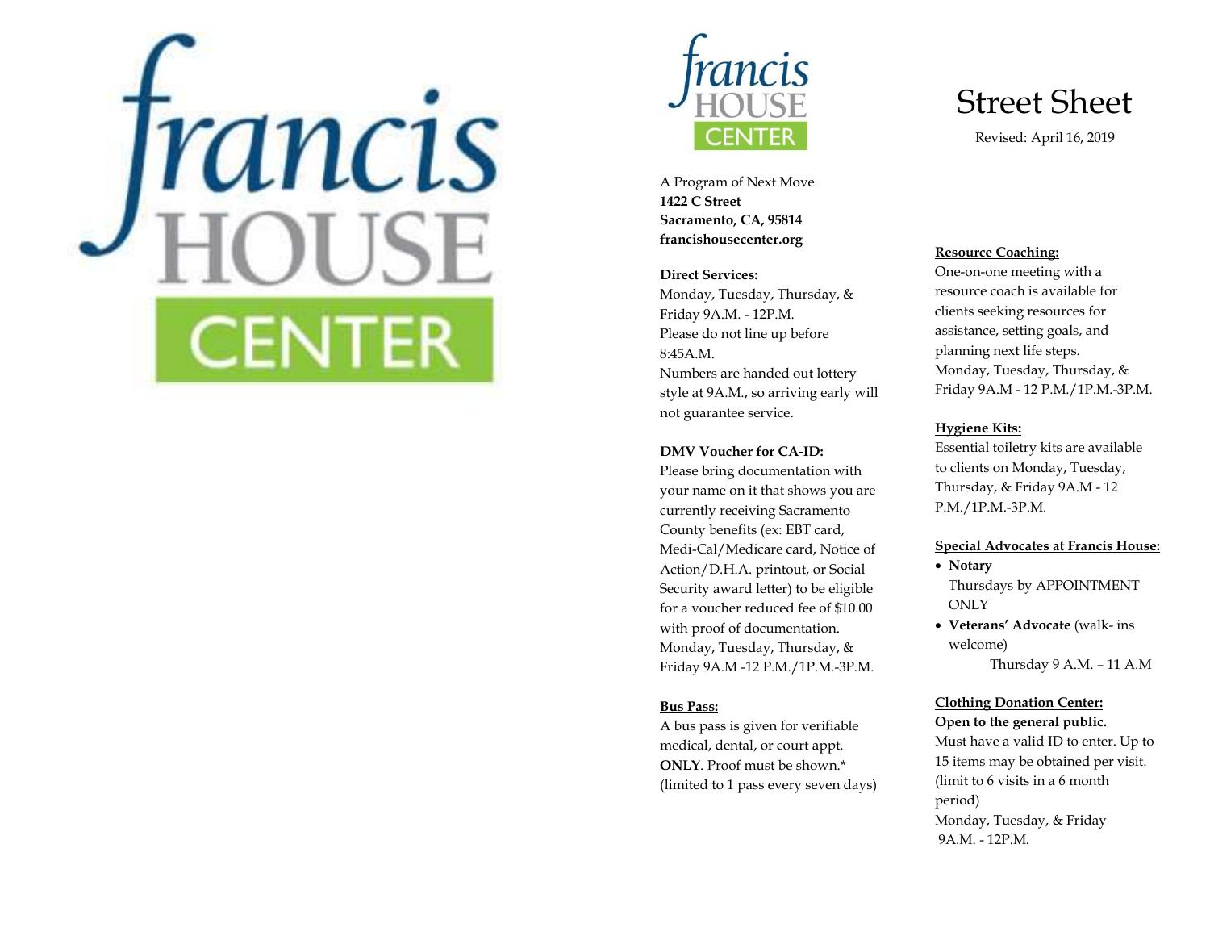# francis HOUSE CENTER

francis HOUSE CENTER

A Program of Next Move
**1422 C Street**
**Sacramento, CA, 95814**
**francishousecenter.org**

**Direct Services:**
Monday, Tuesday, Thursday, & Friday 9A.M. - 12P.M.
Please do not line up before 8:45A.M.
Numbers are handed out lottery style at 9A.M., so arriving early will not guarantee service.

**DMV Voucher for CA-ID:**
Please bring documentation with your name on it that shows you are currently receiving Sacramento County benefits (ex: EBT card, Medi-Cal/Medicare card, Notice of Action/D.H.A. printout, or Social Security award letter) to be eligible for a voucher reduced fee of $10.00 with proof of documentation.
Monday, Tuesday, Thursday, & Friday 9A.M -12 P.M./1P.M.-3P.M.

**Bus Pass:**
A bus pass is given for verifiable medical, dental, or court appt. **ONLY**. Proof must be shown.* (limited to 1 pass every seven days)

# Street Sheet

Revised: April 16, 2019

**Resource Coaching:**
One-on-one meeting with a resource coach is available for clients seeking resources for assistance, setting goals, and planning next life steps.
Monday, Tuesday, Thursday, & Friday 9A.M - 12 P.M./1P.M.-3P.M.

**Hygiene Kits:**
Essential toiletry kits are available to clients on Monday, Tuesday, Thursday, & Friday 9A.M - 12 P.M./1P.M.-3P.M.

**Special Advocates at Francis House:**

- **Notary**
  Thursdays by APPOINTMENT ONLY
- **Veterans' Advocate** (walk- ins welcome)
  Thursday 9 A.M. – 11 A.M

**Clothing Donation Center:**
**Open to the general public.**
Must have a valid ID to enter. Up to 15 items may be obtained per visit. (limit to 6 visits in a 6 month period)
Monday, Tuesday, & Friday
9A.M. - 12P.M.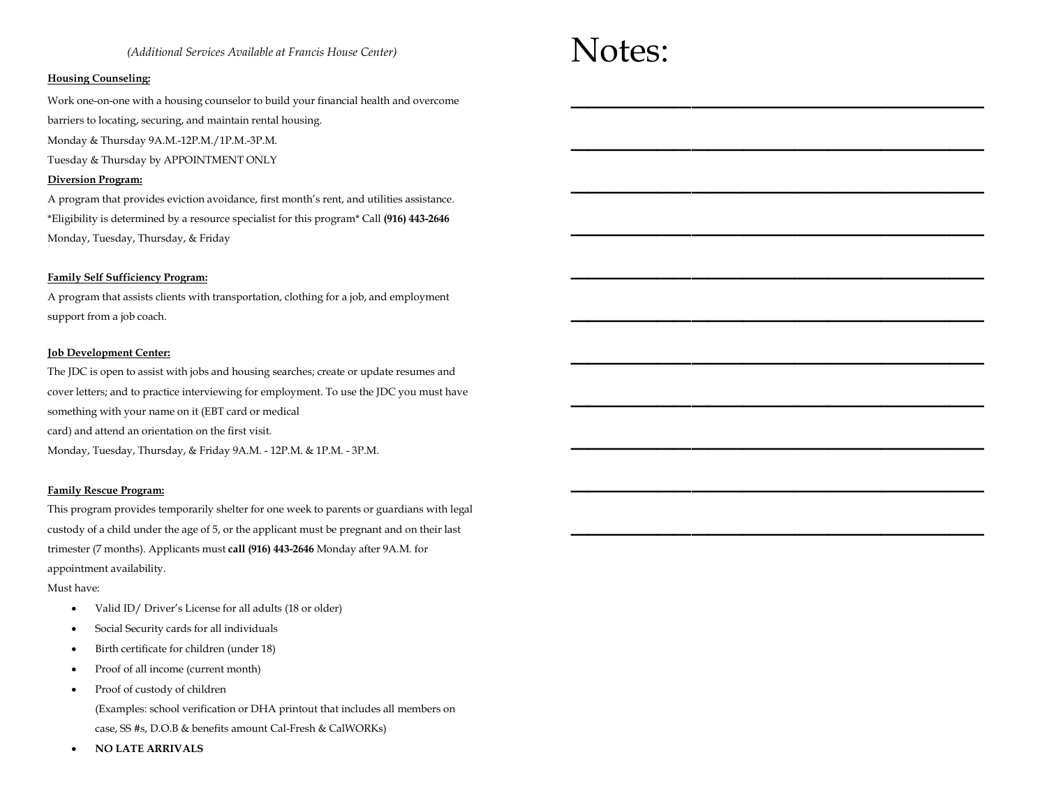*(Additional Services Available at Francis House Center)*

**Housing Counseling:**

Work one-on-one with a housing counselor to build your financial health and overcome barriers to locating, securing, and maintain rental housing.
Monday & Thursday 9A.M.-12P.M./1P.M.-3P.M.
Tuesday & Thursday by APPOINTMENT ONLY

**Diversion Program:**

A program that provides eviction avoidance, first month's rent, and utilities assistance.
*Eligibility is determined by a resource specialist for this program* Call **(916) 443-2646**
Monday, Tuesday, Thursday, & Friday

**Family Self Sufficiency Program:**

A program that assists clients with transportation, clothing for a job, and employment support from a job coach.

**Job Development Center:**

The JDC is open to assist with jobs and housing searches; create or update resumes and cover letters; and to practice interviewing for employment. To use the JDC you must have something with your name on it (EBT card or medical card) and attend an orientation on the first visit.
Monday, Tuesday, Thursday, & Friday 9A.M. - 12P.M. & 1P.M. - 3P.M.

**Family Rescue Program:**

This program provides temporarily shelter for one week to parents or guardians with legal custody of a child under the age of 5, or the applicant must be pregnant and on their last trimester (7 months). Applicants must **call (916) 443-2646** Monday after 9A.M. for appointment availability.
Must have:

- Valid ID/ Driver's License for all adults (18 or older)
- Social Security cards for all individuals
- Birth certificate for children (under 18)
- Proof of all income (current month)
- Proof of custody of children
  (Examples: school verification or DHA printout that includes all members on case, SS #s, D.O.B & benefits amount Cal-Fresh & CalWORKs)
- **NO LATE ARRIVALS**

# Notes:

______________________________________

______________________________________

______________________________________

______________________________________

______________________________________

______________________________________

______________________________________

______________________________________

______________________________________

______________________________________

______________________________________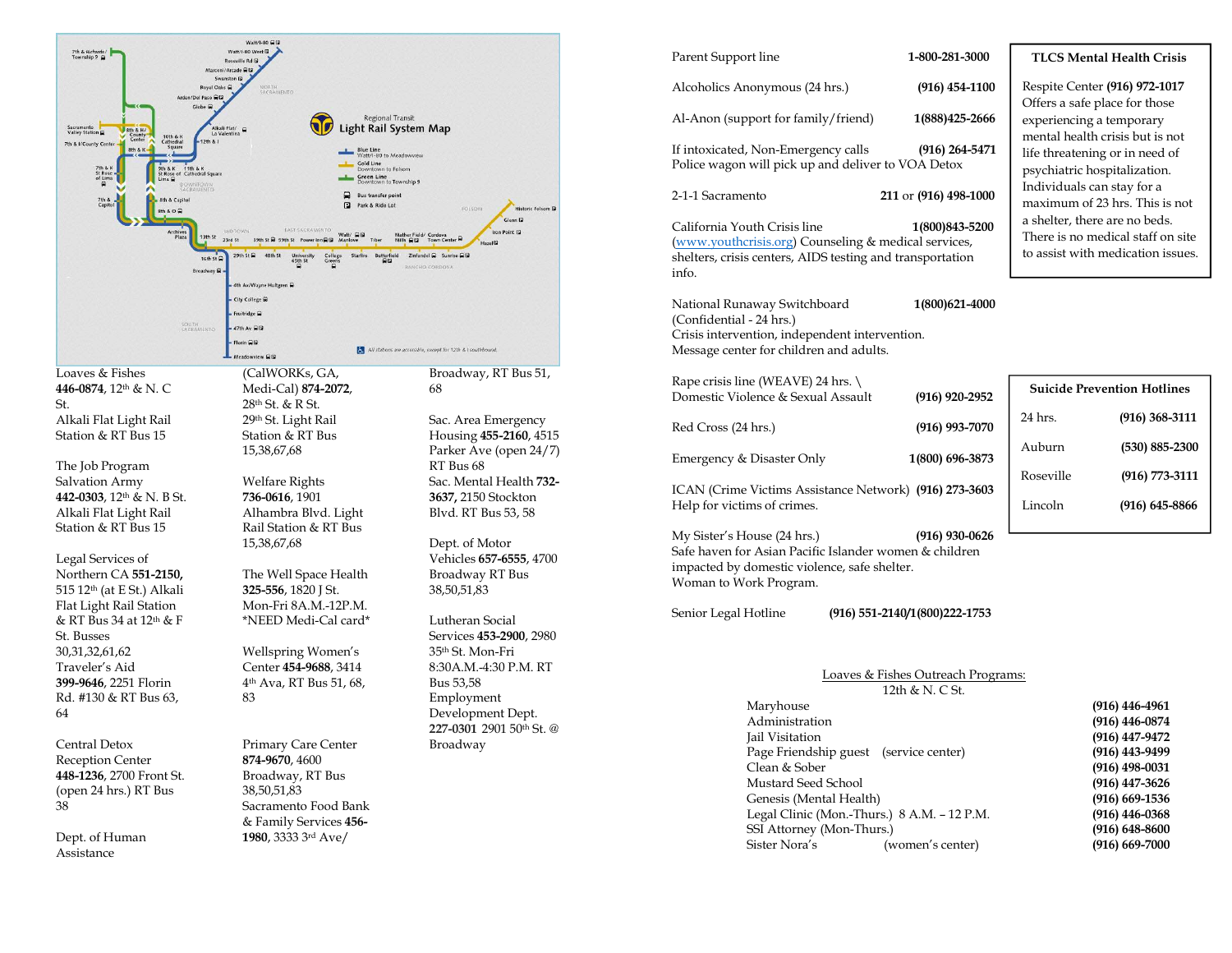Loaves & Fishes **446-0874**, 12th & N. C St. Alkali Flat Light Rail Station & RT Bus 15

The Job Program Salvation Army **442-0303**, 12th & N. B St. Alkali Flat Light Rail Station & RT Bus 15

Legal Services of Northern CA **551-2150,** 515 12th (at E St.) Alkali Flat Light Rail Station & RT Bus 34 at 12th & F St. Busses 30,31,32,61,62

Traveler's Aid **399-9646**, 2251 Florin Rd. #130 & RT Bus 63, 64

Central Detox Reception Center **448-1236**, 2700 Front St. (open 24 hrs.) RT Bus 38

Dept. of Human Assistance (CalWORKs, GA, Medi-Cal) **874-2072**, 28th St. & R St. 29th St. Light Rail Station & RT Bus 15,38,67,68

Welfare Rights **736-0616**, 1901 Alhambra Blvd. Light Rail Station & RT Bus 15,38,67,68

The Well Space Health **325-556**, 1820 J St. Mon-Fri 8A.M.-12P.M. *NEED Medi-Cal card*

Wellspring Women's Center **454-9688**, 3414 4th Ava, RT Bus 51, 68, 83

Primary Care Center **874-9670**, 4600 Broadway, RT Bus 38,50,51,83

Sacramento Food Bank & Family Services **456-1980**, 3333 3rd Ave/ Broadway, RT Bus 51, 68

Sac. Area Emergency Housing **455-2160**, 4515 Parker Ave (open 24/7) RT Bus 68

Sac. Mental Health **732-3637,** 2150 Stockton Blvd. RT Bus 53, 58

Dept. of Motor Vehicles **657-6555**, 4700 Broadway RT Bus 38,50,51,83

Lutheran Social Services **453-2900**, 2980 35th St. Mon-Fri 8:30A.M.-4:30 P.M. RT Bus 53,58 Employment Development Dept. **227-0301** 2901 50th St. @ Broadway

Parent Support line **1-800-281-3000**

Alcoholics Anonymous (24 hrs.) **(916) 454-1100**

Al-Anon (support for family/friend) **1(888)425-2666**

If intoxicated, Non-Emergency calls **(916) 264-5471**
Police wagon will pick up and deliver to VOA Detox

2-1-1 Sacramento **211** or **(916) 498-1000**

California Youth Crisis line **1(800)843-5200**
(www.youthcrisis.org) Counseling & medical services, shelters, crisis centers, AIDS testing and transportation info.

National Runaway Switchboard **1(800)621-4000**
(Confidential - 24 hrs.)
Crisis intervention, independent intervention.
Message center for children and adults.

Rape crisis line (WEAVE) 24 hrs. \
Domestic Violence & Sexual Assault **(916) 920-2952**

Red Cross (24 hrs.) **(916) 993-7070**

Emergency & Disaster Only **1(800) 696-3873**

ICAN (Crime Victims Assistance Network) **(916) 273-3603**
Help for victims of crimes.

My Sister's House (24 hrs.) **(916) 930-0626**
Safe haven for Asian Pacific Islander women & children impacted by domestic violence, safe shelter.
Woman to Work Program.

Senior Legal Hotline **(916) 551-2140/1(800)222-1753**

### TLCS Mental Health Crisis

Respite Center **(916) 972-1017** Offers a safe place for those experiencing a temporary mental health crisis but is not life threatening or in need of psychiatric hospitalization. Individuals can stay for a maximum of 23 hrs. This is not a shelter, there are no beds. There is no medical staff on site to assist with medication issues.

### Suicide Prevention Hotlines

| | |
|---|---|
| 24 hrs. | **(916) 368-3111** |
| Auburn | **(530) 885-2300** |
| Roseville | **(916) 773-3111** |
| Lincoln | **(916) 645-8866** |

Loaves & Fishes Outreach Programs:
12th & N. C St.

| | |
|---|---|
| Maryhouse | **(916) 446-4961** |
| Administration | **(916) 446-0874** |
| Jail Visitation | **(916) 447-9472** |
| Page Friendship guest (service center) | **(916) 443-9499** |
| Clean & Sober | **(916) 498-0031** |
| Mustard Seed School | **(916) 447-3626** |
| Genesis (Mental Health) | **(916) 669-1536** |
| Legal Clinic (Mon.-Thurs.) 8 A.M. – 12 P.M. | **(916) 446-0368** |
| SSI Attorney (Mon-Thurs.) | **(916) 648-8600** |
| Sister Nora's (women's center) | **(916) 669-7000** |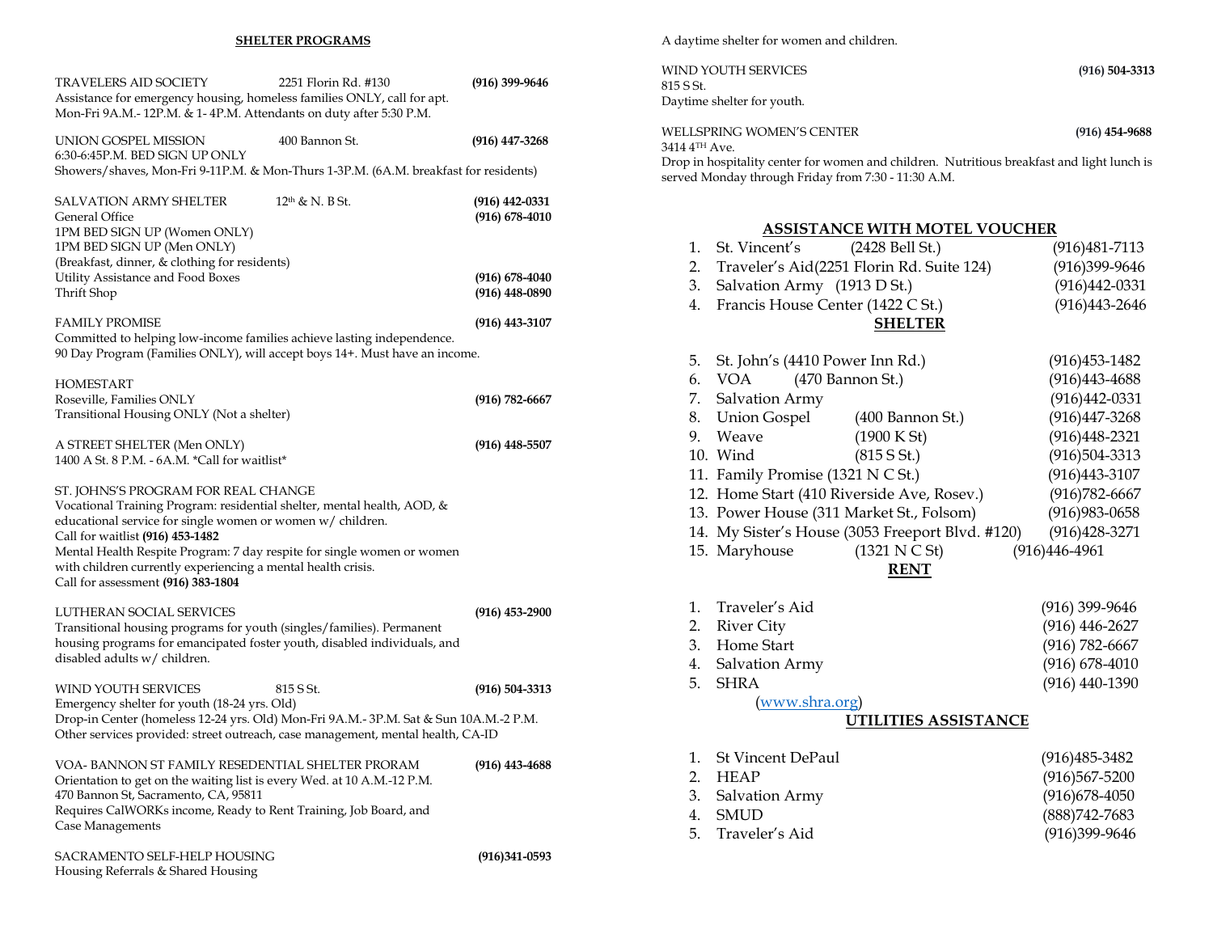## SHELTER PROGRAMS

TRAVELERS AID SOCIETY 2251 Florin Rd. #130 **(916) 399-9646**
Assistance for emergency housing, homeless families ONLY, call for apt.
Mon-Fri 9A.M.- 12P.M. & 1- 4P.M. Attendants on duty after 5:30 P.M.

UNION GOSPEL MISSION 400 Bannon St. **(916) 447-3268**
6:30-6:45P.M. BED SIGN UP ONLY
Showers/shaves, Mon-Fri 9-11P.M. & Mon-Thurs 1-3P.M. (6A.M. breakfast for residents)

SALVATION ARMY SHELTER 12th & N. B St. **(916) 442-0331**
General Office **(916) 678-4010**
1PM BED SIGN UP (Women ONLY)
1PM BED SIGN UP (Men ONLY)
(Breakfast, dinner, & clothing for residents)
Utility Assistance and Food Boxes **(916) 678-4040**
Thrift Shop **(916) 448-0890**

FAMILY PROMISE **(916) 443-3107**
Committed to helping low-income families achieve lasting independence.
90 Day Program (Families ONLY), will accept boys 14+. Must have an income.

HOMESTART
Roseville, Families ONLY **(916) 782-6667**
Transitional Housing ONLY (Not a shelter)

A STREET SHELTER (Men ONLY) **(916) 448-5507**
1400 A St. 8 P.M. - 6A.M. *Call for waitlist*

ST. JOHNS'S PROGRAM FOR REAL CHANGE
Vocational Training Program: residential shelter, mental health, AOD, & educational service for single women or women w/ children.
Call for waitlist **(916) 453-1482**
Mental Health Respite Program: 7 day respite for single women or women with children currently experiencing a mental health crisis.
Call for assessment **(916) 383-1804**

LUTHERAN SOCIAL SERVICES **(916) 453-2900**
Transitional housing programs for youth (singles/families). Permanent housing programs for emancipated foster youth, disabled individuals, and disabled adults w/ children.

WIND YOUTH SERVICES 815 S St. **(916) 504-3313**
Emergency shelter for youth (18-24 yrs. Old)
Drop-in Center (homeless 12-24 yrs. Old) Mon-Fri 9A.M.- 3P.M. Sat & Sun 10A.M.-2 P.M.
Other services provided: street outreach, case management, mental health, CA-ID

VOA- BANNON ST FAMILY RESEDENTIAL SHELTER PRORAM **(916) 443-4688**
Orientation to get on the waiting list is every Wed. at 10 A.M.-12 P.M.
470 Bannon St, Sacramento, CA, 95811
Requires CalWORKs income, Ready to Rent Training, Job Board, and Case Managements

SACRAMENTO SELF-HELP HOUSING **(916)341-0593**
Housing Referrals & Shared Housing

A daytime shelter for women and children.

WIND YOUTH SERVICES **(916) 504-3313**
815 S St.
Daytime shelter for youth.

WELLSPRING WOMEN'S CENTER **(916) 454-9688**
3414 4TH Ave.
Drop in hospitality center for women and children. Nutritious breakfast and light lunch is served Monday through Friday from 7:30 - 11:30 A.M.

## ASSISTANCE WITH MOTEL VOUCHER

1. St. Vincent's (2428 Bell St.) (916)481-7113
2. Traveler's Aid(2251 Florin Rd. Suite 124) (916)399-9646
3. Salvation Army (1913 D St.) (916)442-0331
4. Francis House Center (1422 C St.) (916)443-2646

## SHELTER

5. St. John's (4410 Power Inn Rd.) (916)453-1482
6. VOA (470 Bannon St.) (916)443-4688
7. Salvation Army (916)442-0331
8. Union Gospel (400 Bannon St.) (916)447-3268
9. Weave (1900 K St) (916)448-2321
10. Wind (815 S St.) (916)504-3313
11. Family Promise (1321 N C St.) (916)443-3107
12. Home Start (410 Riverside Ave, Rosev.) (916)782-6667
13. Power House (311 Market St., Folsom) (916)983-0658
14. My Sister's House (3053 Freeport Blvd. #120) (916)428-3271
15. Maryhouse (1321 N C St) (916)446-4961

## RENT

1. Traveler's Aid (916) 399-9646
2. River City (916) 446-2627
3. Home Start (916) 782-6667
4. Salvation Army (916) 678-4010
5. SHRA (916) 440-1390
   (www.shra.org)

## UTILITIES ASSISTANCE

1. St Vincent DePaul (916)485-3482
2. HEAP (916)567-5200
3. Salvation Army (916)678-4050
4. SMUD (888)742-7683
5. Traveler's Aid (916)399-9646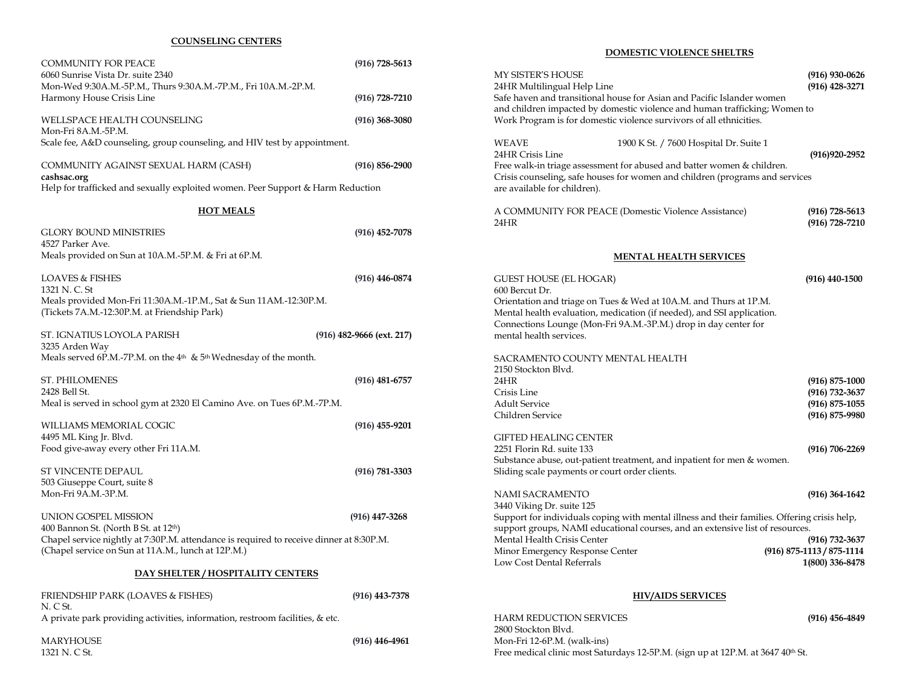## COUNSELING CENTERS

COMMUNITY FOR PEACE **(916) 728-5613**
6060 Sunrise Vista Dr. suite 2340
Mon-Wed 9:30A.M.-5P.M., Thurs 9:30A.M.-7P.M., Fri 10A.M.-2P.M.
Harmony House Crisis Line **(916) 728-7210**

WELLSPACE HEALTH COUNSELING **(916) 368-3080**
Mon-Fri 8A.M.-5P.M.
Scale fee, A&D counseling, group counseling, and HIV test by appointment.

COMMUNITY AGAINST SEXUAL HARM (CASH) **(916) 856-2900**
**cashsac.org**
Help for trafficked and sexually exploited women. Peer Support & Harm Reduction

## HOT MEALS

GLORY BOUND MINISTRIES **(916) 452-7078**
4527 Parker Ave.
Meals provided on Sun at 10A.M.-5P.M. & Fri at 6P.M.

LOAVES & FISHES **(916) 446-0874**
1321 N. C. St
Meals provided Mon-Fri 11:30A.M.-1P.M., Sat & Sun 11AM.-12:30P.M.
(Tickets 7A.M.-12:30P.M. at Friendship Park)

ST. IGNATIUS LOYOLA PARISH **(916) 482-9666 (ext. 217)**
3235 Arden Way
Meals served 6P.M.-7P.M. on the 4th & 5th Wednesday of the month.

ST. PHILOMENES **(916) 481-6757**
2428 Bell St.
Meal is served in school gym at 2320 El Camino Ave. on Tues 6P.M.-7P.M.

WILLIAMS MEMORIAL COGIC **(916) 455-9201**
4495 ML King Jr. Blvd.
Food give-away every other Fri 11A.M.

ST VINCENTE DEPAUL **(916) 781-3303**
503 Giuseppe Court, suite 8
Mon-Fri 9A.M.-3P.M.

UNION GOSPEL MISSION **(916) 447-3268**
400 Bannon St. (North B St. at 12th)
Chapel service nightly at 7:30P.M. attendance is required to receive dinner at 8:30P.M.
(Chapel service on Sun at 11A.M., lunch at 12P.M.)

## DAY SHELTER / HOSPITALITY CENTERS

FRIENDSHIP PARK (LOAVES & FISHES) **(916) 443-7378**
N. C St.
A private park providing activities, information, restroom facilities, & etc.

MARYHOUSE **(916) 446-4961**
1321 N. C St.

## DOMESTIC VIOLENCE SHELTRS

MY SISTER'S HOUSE **(916) 930-0626**
24HR Multilingual Help Line **(916) 428-3271**
Safe haven and transitional house for Asian and Pacific Islander women and children impacted by domestic violence and human trafficking; Women to Work Program is for domestic violence survivors of all ethnicities.

WEAVE 1900 K St. / 7600 Hospital Dr. Suite 1
24HR Crisis Line **(916)920-2952**
Free walk-in triage assessment for abused and batter women & children.
Crisis counseling, safe houses for women and children (programs and services are available for children).

A COMMUNITY FOR PEACE (Domestic Violence Assistance) **(916) 728-5613**
24HR **(916) 728-7210**

## MENTAL HEALTH SERVICES

GUEST HOUSE (EL HOGAR) **(916) 440-1500**
600 Bercut Dr.
Orientation and triage on Tues & Wed at 10A.M. and Thurs at 1P.M.
Mental health evaluation, medication (if needed), and SSI application.
Connections Lounge (Mon-Fri 9A.M.-3P.M.) drop in day center for mental health services.

SACRAMENTO COUNTY MENTAL HEALTH
2150 Stockton Blvd.
24HR **(916) 875-1000**
Crisis Line **(916) 732-3637**
Adult Service **(916) 875-1055**
Children Service **(916) 875-9980**

GIFTED HEALING CENTER
2251 Florin Rd. suite 133 **(916) 706-2269**
Substance abuse, out-patient treatment, and inpatient for men & women.
Sliding scale payments or court order clients.

NAMI SACRAMENTO **(916) 364-1642**
3440 Viking Dr. suite 125
Support for individuals coping with mental illness and their families. Offering crisis help, support groups, NAMI educational courses, and an extensive list of resources.
Mental Health Crisis Center **(916) 732-3637**
Minor Emergency Response Center **(916) 875-1113 / 875-1114**
Low Cost Dental Referrals **1(800) 336-8478**

## HIV/AIDS SERVICES

HARM REDUCTION SERVICES **(916) 456-4849**
2800 Stockton Blvd.
Mon-Fri 12-6P.M. (walk-ins)
Free medical clinic most Saturdays 12-5P.M. (sign up at 12P.M. at 3647 40th St.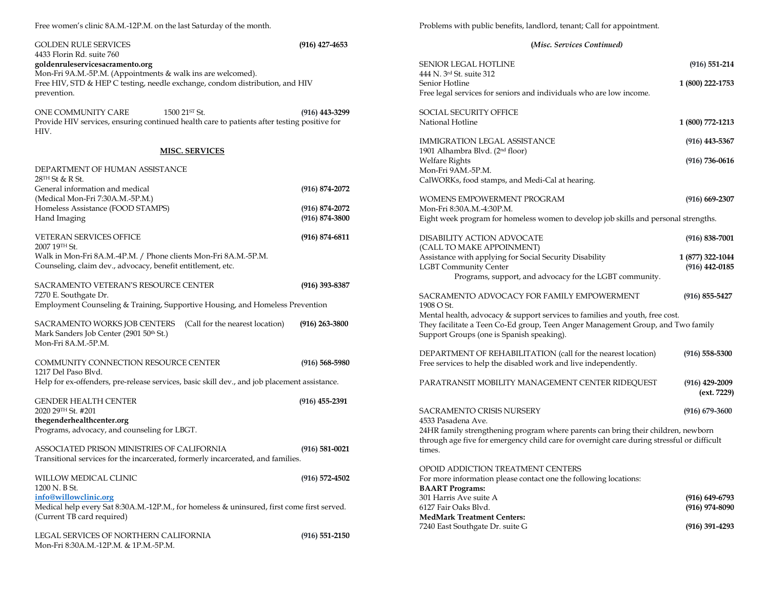Free women's clinic 8A.M.-12P.M. on the last Saturday of the month.

GOLDEN RULE SERVICES **(916) 427-4653**
4433 Florin Rd. suite 760
**goldenruleservicesacramento.org**
Mon-Fri 9A.M.-5P.M. (Appointments & walk ins are welcomed).
Free HIV, STD & HEP C testing, needle exchange, condom distribution, and HIV prevention.

ONE COMMUNITY CARE 1500 21ST St. **(916) 443-3299**
Provide HIV services, ensuring continued health care to patients after testing positive for HIV.

## MISC. SERVICES

DEPARTMENT OF HUMAN ASSISTANCE
28TH St & R St.
General information and medical **(916) 874-2072**
(Medical Mon-Fri 7:30A.M.-5P.M.)
Homeless Assistance (FOOD STAMPS) **(916) 874-2072**
Hand Imaging **(916) 874-3800**

VETERAN SERVICES OFFICE **(916) 874-6811**
2007 19TH St.
Walk in Mon-Fri 8A.M.-4P.M. / Phone clients Mon-Fri 8A.M.-5P.M.
Counseling, claim dev., advocacy, benefit entitlement, etc.

SACRAMENTO VETERAN'S RESOURCE CENTER **(916) 393-8387**
7270 E. Southgate Dr.
Employment Counseling & Training, Supportive Housing, and Homeless Prevention

SACRAMENTO WORKS JOB CENTERS (Call for the nearest location) **(916) 263-3800**
Mark Sanders Job Center (2901 50th St.)
Mon-Fri 8A.M.-5P.M.

COMMUNITY CONNECTION RESOURCE CENTER **(916) 568-5980**
1217 Del Paso Blvd.
Help for ex-offenders, pre-release services, basic skill dev., and job placement assistance.

GENDER HEALTH CENTER **(916) 455-2391**
2020 29TH St. #201
**thegenderhealthcenter.org**
Programs, advocacy, and counseling for LBGT.

ASSOCIATED PRISON MINISTRIES OF CALIFORNIA **(916) 581-0021**
Transitional services for the incarcerated, formerly incarcerated, and families.

WILLOW MEDICAL CLINIC **(916) 572-4502**
1200 N. B St.
**info@willowclinic.org**
Medical help every Sat 8:30A.M.-12P.M., for homeless & uninsured, first come first served. (Current TB card required)

LEGAL SERVICES OF NORTHERN CALIFORNIA **(916) 551-2150**
Mon-Fri 8:30A.M.-12P.M. & 1P.M.-5P.M.
Problems with public benefits, landlord, tenant; Call for appointment.

***(Misc. Services Continued)***

SENIOR LEGAL HOTLINE **(916) 551-214**
444 N. 3rd St. suite 312
Senior Hotline **1 (800) 222-1753**
Free legal services for seniors and individuals who are low income.

SOCIAL SECURITY OFFICE
National Hotline **1 (800) 772-1213**

IMMIGRATION LEGAL ASSISTANCE **(916) 443-5367**
1901 Alhambra Blvd. (2nd floor)
Welfare Rights **(916) 736-0616**
Mon-Fri 9AM.-5P.M.
CalWORKs, food stamps, and Medi-Cal at hearing.

WOMENS EMPOWERMENT PROGRAM **(916) 669-2307**
Mon-Fri 8:30A.M.-4:30P.M.
Eight week program for homeless women to develop job skills and personal strengths.

DISABILITY ACTION ADVOCATE **(916) 838-7001**
(CALL TO MAKE APPOINMENT)
Assistance with applying for Social Security Disability **1 (877) 322-1044**
LGBT Community Center **(916) 442-0185**
Programs, support, and advocacy for the LGBT community.

SACRAMENTO ADVOCACY FOR FAMILY EMPOWERMENT **(916) 855-5427**
1908 O St.
Mental health, advocacy & support services to families and youth, free cost.
They facilitate a Teen Co-Ed group, Teen Anger Management Group, and Two family Support Groups (one is Spanish speaking).

DEPARTMENT OF REHABILITATION (call for the nearest location) **(916) 558-5300**
Free services to help the disabled work and live independently.

PARATRANSIT MOBILITY MANAGEMENT CENTER RIDEQUEST **(916) 429-2009 (ext. 7229)**

SACRAMENTO CRISIS NURSERY **(916) 679-3600**
4533 Pasadena Ave.
24HR family strengthening program where parents can bring their children, newborn through age five for emergency child care for overnight care during stressful or difficult times.

OPOID ADDICTION TREATMENT CENTERS
For more information please contact one the following locations:
**BAART Programs:**
301 Harris Ave suite A **(916) 649-6793**
6127 Fair Oaks Blvd. **(916) 974-8090**
**MedMark Treatment Centers:**
7240 East Southgate Dr. suite G **(916) 391-4293**